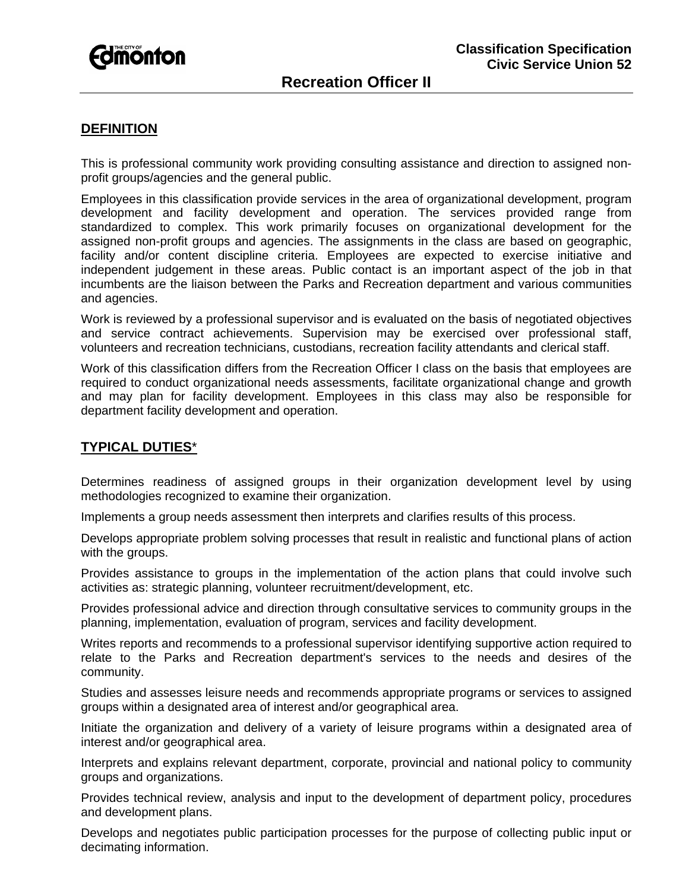Classification Specification
Civic Service Union 52

# Recreation Officer II

## DEFINITION

This is professional community work providing consulting assistance and direction to assigned non-profit groups/agencies and the general public.

Employees in this classification provide services in the area of organizational development, program development and facility development and operation. The services provided range from standardized to complex. This work primarily focuses on organizational development for the assigned non-profit groups and agencies. The assignments in the class are based on geographic, facility and/or content discipline criteria. Employees are expected to exercise initiative and independent judgement in these areas. Public contact is an important aspect of the job in that incumbents are the liaison between the Parks and Recreation department and various communities and agencies.

Work is reviewed by a professional supervisor and is evaluated on the basis of negotiated objectives and service contract achievements. Supervision may be exercised over professional staff, volunteers and recreation technicians, custodians, recreation facility attendants and clerical staff.

Work of this classification differs from the Recreation Officer I class on the basis that employees are required to conduct organizational needs assessments, facilitate organizational change and growth and may plan for facility development. Employees in this class may also be responsible for department facility development and operation.

## TYPICAL DUTIES*

Determines readiness of assigned groups in their organization development level by using methodologies recognized to examine their organization.

Implements a group needs assessment then interprets and clarifies results of this process.

Develops appropriate problem solving processes that result in realistic and functional plans of action with the groups.

Provides assistance to groups in the implementation of the action plans that could involve such activities as: strategic planning, volunteer recruitment/development, etc.

Provides professional advice and direction through consultative services to community groups in the planning, implementation, evaluation of program, services and facility development.

Writes reports and recommends to a professional supervisor identifying supportive action required to relate to the Parks and Recreation department's services to the needs and desires of the community.

Studies and assesses leisure needs and recommends appropriate programs or services to assigned groups within a designated area of interest and/or geographical area.

Initiate the organization and delivery of a variety of leisure programs within a designated area of interest and/or geographical area.

Interprets and explains relevant department, corporate, provincial and national policy to community groups and organizations.

Provides technical review, analysis and input to the development of department policy, procedures and development plans.

Develops and negotiates public participation processes for the purpose of collecting public input or decimating information.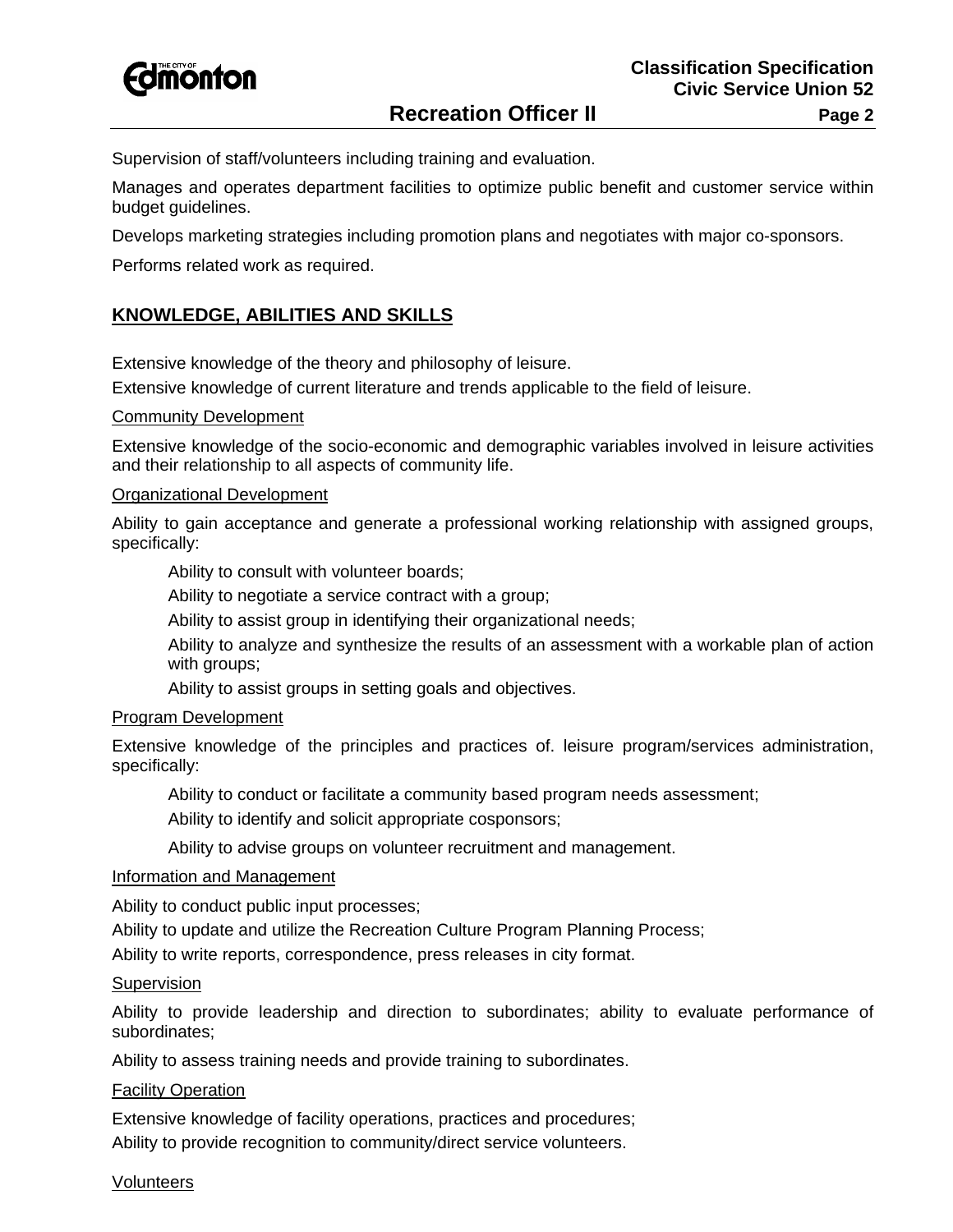Supervision of staff/volunteers including training and evaluation.

Manages and operates department facilities to optimize public benefit and customer service within budget guidelines.

Develops marketing strategies including promotion plans and negotiates with major co-sponsors.

Performs related work as required.

## KNOWLEDGE, ABILITIES AND SKILLS

Extensive knowledge of the theory and philosophy of leisure.

Extensive knowledge of current literature and trends applicable to the field of leisure.

Community Development

Extensive knowledge of the socio-economic and demographic variables involved in leisure activities and their relationship to all aspects of community life.

Organizational Development

Ability to gain acceptance and generate a professional working relationship with assigned groups, specifically:

> Ability to consult with volunteer boards;
>
> Ability to negotiate a service contract with a group;
>
> Ability to assist group in identifying their organizational needs;
>
> Ability to analyze and synthesize the results of an assessment with a workable plan of action with groups;
>
> Ability to assist groups in setting goals and objectives.

Program Development

Extensive knowledge of the principles and practices of. leisure program/services administration, specifically:

> Ability to conduct or facilitate a community based program needs assessment;
>
> Ability to identify and solicit appropriate cosponsors;
>
> Ability to advise groups on volunteer recruitment and management.

Information and Management

Ability to conduct public input processes;

Ability to update and utilize the Recreation Culture Program Planning Process;

Ability to write reports, correspondence, press releases in city format.

Supervision

Ability to provide leadership and direction to subordinates; ability to evaluate performance of subordinates;

Ability to assess training needs and provide training to subordinates.

Facility Operation

Extensive knowledge of facility operations, practices and procedures;

Ability to provide recognition to community/direct service volunteers.

Volunteers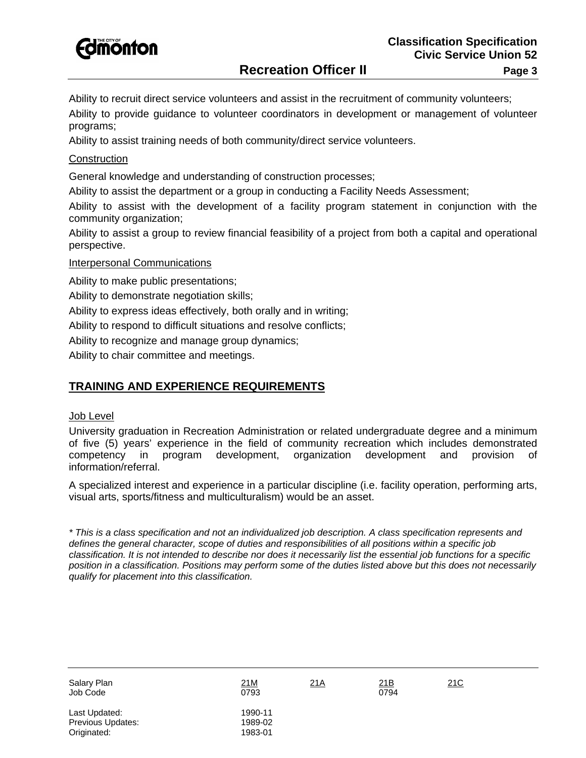Ability to recruit direct service volunteers and assist in the recruitment of community volunteers;

Ability to provide guidance to volunteer coordinators in development or management of volunteer programs;

Ability to assist training needs of both community/direct service volunteers.

Construction

General knowledge and understanding of construction processes;

Ability to assist the department or a group in conducting a Facility Needs Assessment;

Ability to assist with the development of a facility program statement in conjunction with the community organization;

Ability to assist a group to review financial feasibility of a project from both a capital and operational perspective.

Interpersonal Communications

Ability to make public presentations;

Ability to demonstrate negotiation skills;

Ability to express ideas effectively, both orally and in writing;

Ability to respond to difficult situations and resolve conflicts;

Ability to recognize and manage group dynamics;

Ability to chair committee and meetings.

## TRAINING AND EXPERIENCE REQUIREMENTS

Job Level

University graduation in Recreation Administration or related undergraduate degree and a minimum of five (5) years' experience in the field of community recreation which includes demonstrated competency in program development, organization development and provision of information/referral.

A specialized interest and experience in a particular discipline (i.e. facility operation, performing arts, visual arts, sports/fitness and multiculturalism) would be an asset.

*\* This is a class specification and not an individualized job description. A class specification represents and defines the general character, scope of duties and responsibilities of all positions within a specific job classification. It is not intended to describe nor does it necessarily list the essential job functions for a specific position in a classification. Positions may perform some of the duties listed above but this does not necessarily qualify for placement into this classification.*

| | | | | |
|---|---|---|---|---|
| Salary Plan | 21M | 21A | 21B | 21C |
| Job Code | 0793 | | 0794 | |
| Last Updated: | 1990-11 | | | |
| Previous Updates: | 1989-02 | | | |
| Originated: | 1983-01 | | | |